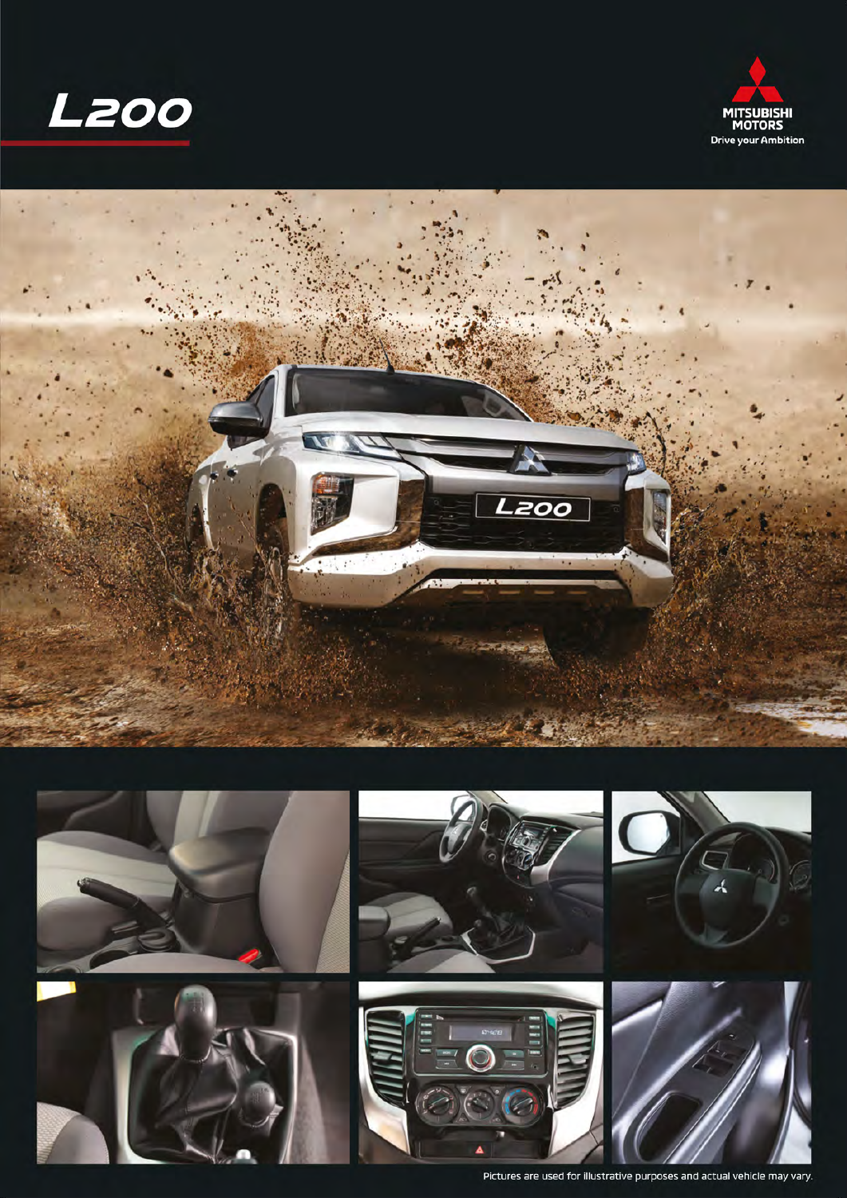# L200

MITSUBISHI MOTORS

Drive your Ambition

Pictures are used for illustrative purposes and actual vehicle may vary.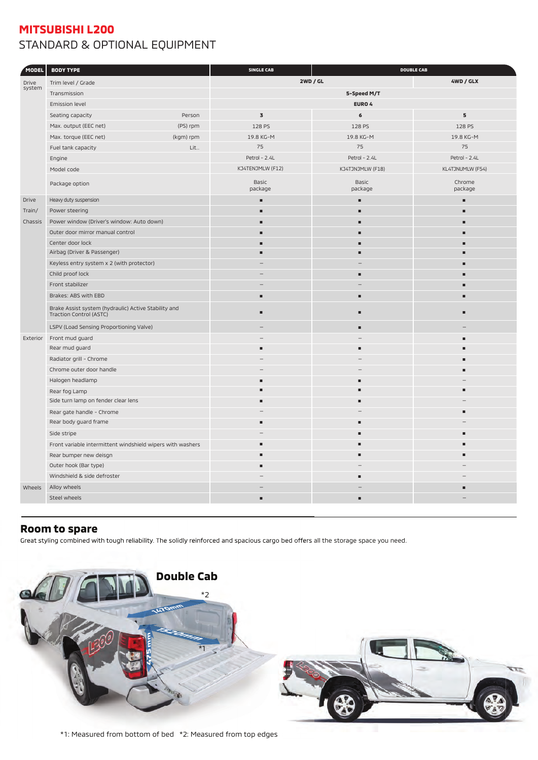# MITSUBISHI L200

## STANDARD & OPTIONAL EQUIPMENT

| MODEL | BODY TYPE | | SINGLE CAB | DOUBLE CAB | |
|---|---|---|---|---|---|
| Drive system | Trim level / Grade | | 2WD / GL | | 4WD / GLX |
| | Transmission | | 5-Speed M/T | | |
| | Emission level | | EURO 4 | | |
| | Seating capacity | Person | 3 | 6 | 5 |
| | Max. output (EEC net) | (PS) rpm | 128 PS | 128 PS | 128 PS |
| | Max. torque (EEC net) | (kgm) rpm | 19.8 KG-M | 19.8 KG-M | 19.8 KG-M |
| | Fuel tank capacity | Lit.. | 75 | 75 | 75 |
| | Engine | | Petrol - 2.4L | Petrol - 2.4L | Petrol - 2.4L |
| | Model code | | KJ4TENJMLW (F12) | KJ4TJNJMLW (F18) | KL4TJNUMLW (F54) |
| | Package option | | Basic package | Basic package | Chrome package |
| Drive Train/ Chassis | Heavy duty suspension | | ■ | ■ | ■ |
| | Power steering | | ■ | ■ | ■ |
| | Power window (Driver's window: Auto down) | | ■ | ■ | ■ |
| | Outer door mirror manual control | | ■ | ■ | ■ |
| | Center door lock | | ■ | ■ | ■ |
| | Airbag (Driver & Passenger) | | ■ | ■ | ■ |
| | Keyless entry system x 2 (with protector) | | – | – | ■ |
| | Child proof lock | | – | ■ | ■ |
| | Front stabilizer | | – | – | ■ |
| | Brakes: ABS with EBD | | ■ | ■ | ■ |
| | Brake Assist system (hydraulic) Active Stability and Traction Control (ASTC) | | ■ | ■ | ■ |
| | LSPV (Load Sensing Proportioning Valve) | | – | ■ | – |
| Exterior | Front mud guard | | – | – | ■ |
| | Rear mud guard | | ■ | ■ | ■ |
| | Radiator grill - Chrome | | – | – | ■ |
| | Chrome outer door handle | | – | – | ■ |
| | Halogen headlamp | | ■ | ■ | – |
| | Rear fog Lamp | | ■ | ■ | ■ |
| | Side turn lamp on fender clear lens | | ■ | ■ | – |
| | Rear gate handle - Chrome | | – | – | ■ |
| | Rear body guard frame | | ■ | ■ | – |
| | Side stripe | | – | ■ | ■ |
| | Front variable intermittent windshield wipers with washers | | ■ | ■ | ■ |
| | Rear bumper new deisgn | | ■ | ■ | ■ |
| | Outer hook (Bar type) | | ■ | – | – |
| | Windshield & side defroster | | – | ■ | – |
| Wheels | Alloy wheels | | – | – | ■ |
| | Steel wheels | | ■ | ■ | – |

## Room to spare

Great styling combined with tough reliability. The solidly reinforced and spacious cargo bed offers all the storage space you need.

**Double Cab**

1470mm *2

1520mm *1

475mm

*1: Measured from bottom of bed *2: Measured from top edges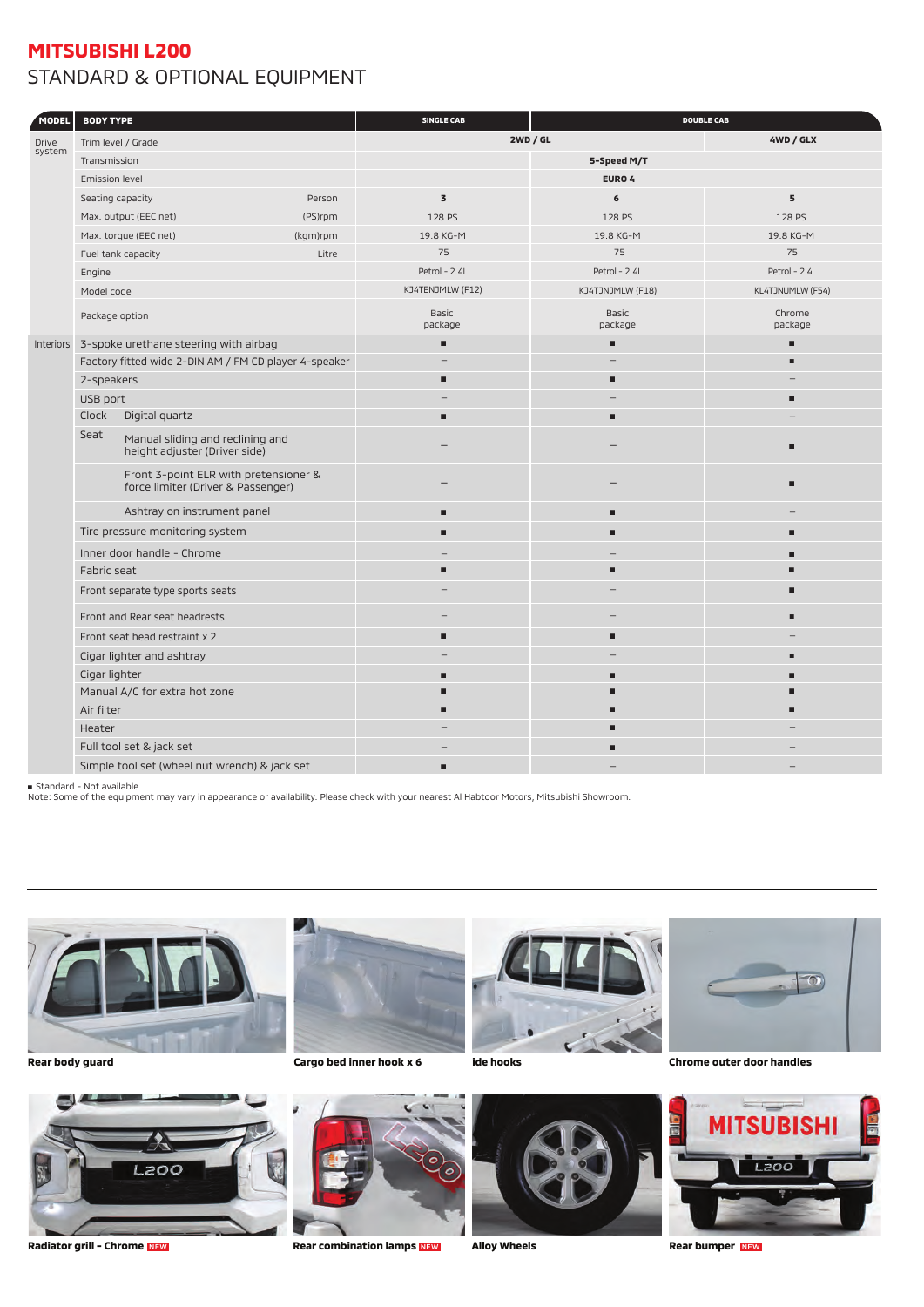# MITSUBISHI L200

## STANDARD & OPTIONAL EQUIPMENT

| MODEL | BODY TYPE | | SINGLE CAB | DOUBLE CAB | |
|---|---|---|---|---|---|
| Drive system | Trim level / Grade | | 2WD / GL | | 4WD / GLX |
| | Transmission | | 5-Speed M/T | | |
| | Emission level | | EURO 4 | | |
| | Seating capacity | Person | 3 | 6 | 5 |
| | Max. output (EEC net) | (PS)rpm | 128 PS | 128 PS | 128 PS |
| | Max. torque (EEC net) | (kgm)rpm | 19.8 KG-M | 19.8 KG-M | 19.8 KG-M |
| | Fuel tank capacity | Litre | 75 | 75 | 75 |
| | Engine | | Petrol - 2.4L | Petrol - 2.4L | Petrol - 2.4L |
| | Model code | | KJ4TENJMLW (F12) | KJ4TJNJMLW (F18) | KL4TJNUMLW (F54) |
| | Package option | | Basic package | Basic package | Chrome package |
| Interiors | 3-spoke urethane steering with airbag | | ■ | ■ | ■ |
| | Factory fitted wide 2-DIN AM / FM CD player 4-speaker | | – | – | ■ |
| | 2-speakers | | ■ | ■ | – |
| | USB port | | – | – | ■ |
| | Clock | Digital quartz | ■ | ■ | – |
| | Seat | Manual sliding and reclining and height adjuster (Driver side) | – | – | ■ |
| | | Front 3-point ELR with pretensioner & force limiter (Driver & Passenger) | – | – | ■ |
| | | Ashtray on instrument panel | ■ | ■ | – |
| | Tire pressure monitoring system | | ■ | ■ | ■ |
| | Inner door handle - Chrome | | – | – | ■ |
| | Fabric seat | | ■ | ■ | ■ |
| | Front separate type sports seats | | – | – | ■ |
| | Front and Rear seat headrests | | – | – | ■ |
| | Front seat head restraint x 2 | | ■ | ■ | – |
| | Cigar lighter and ashtray | | – | – | ■ |
| | Cigar lighter | | ■ | ■ | ■ |
| | Manual A/C for extra hot zone | | ■ | ■ | ■ |
| | Air filter | | ■ | ■ | ■ |
| | Heater | | – | ■ | – |
| | Full tool set & jack set | | – | ■ | – |
| | Simple tool set (wheel nut wrench) & jack set | | ■ | – | – |

■ Standard - Not available

Note: Some of the equipment may vary in appearance or availability. Please check with your nearest Al Habtoor Motors, Mitsubishi Showroom.

**Rear body guard**

**Cargo bed inner hook x 6**

**ide hooks**

**Chrome outer door handles**

**Radiator grill - Chrome** NEW

**Rear combination lamps** NEW

**Alloy Wheels**

**Rear bumper** NEW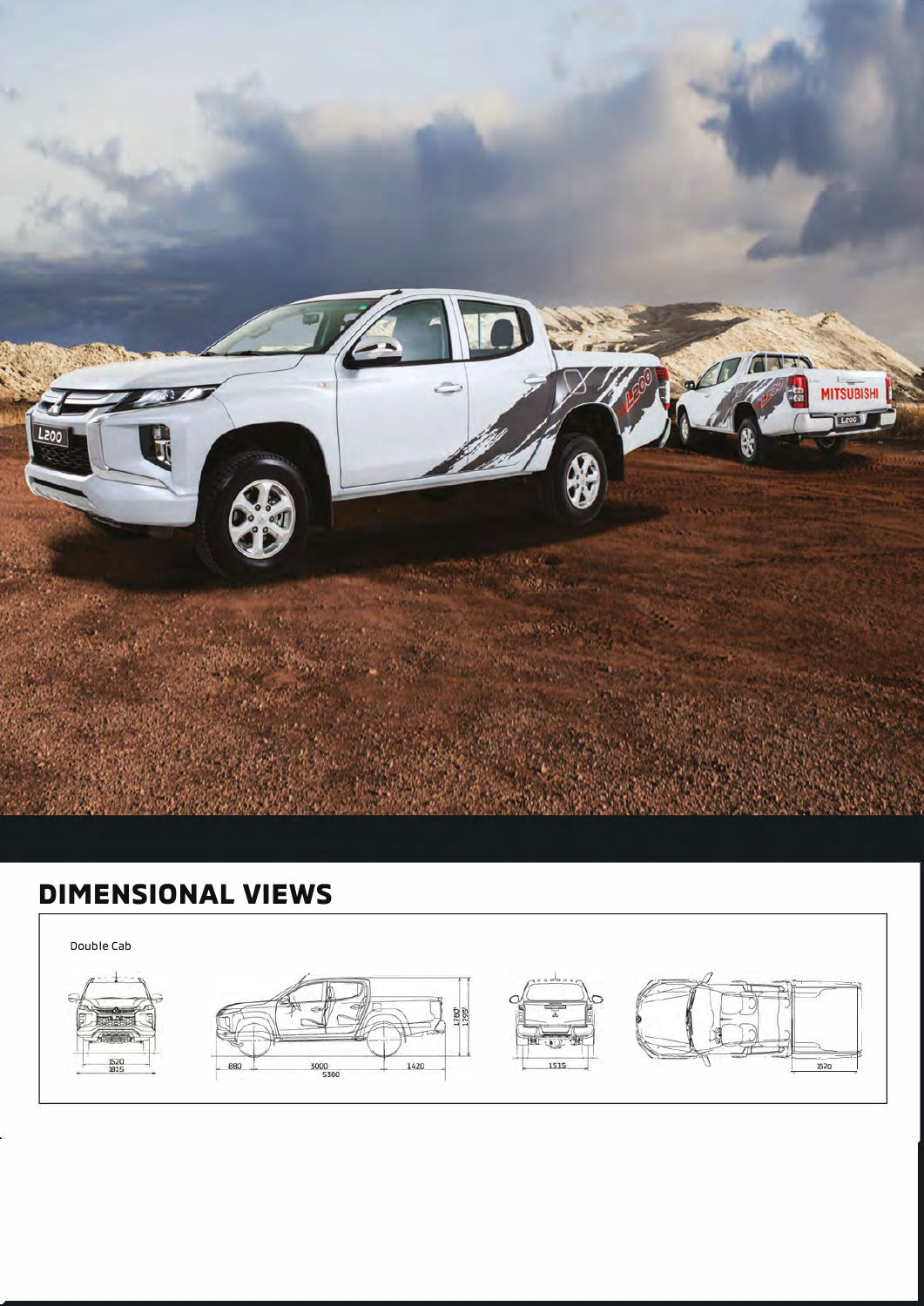## DIMENSIONAL VIEWS

Double Cab

1520
1815

880
3000
1420
5300

1780
1795

1515

1520